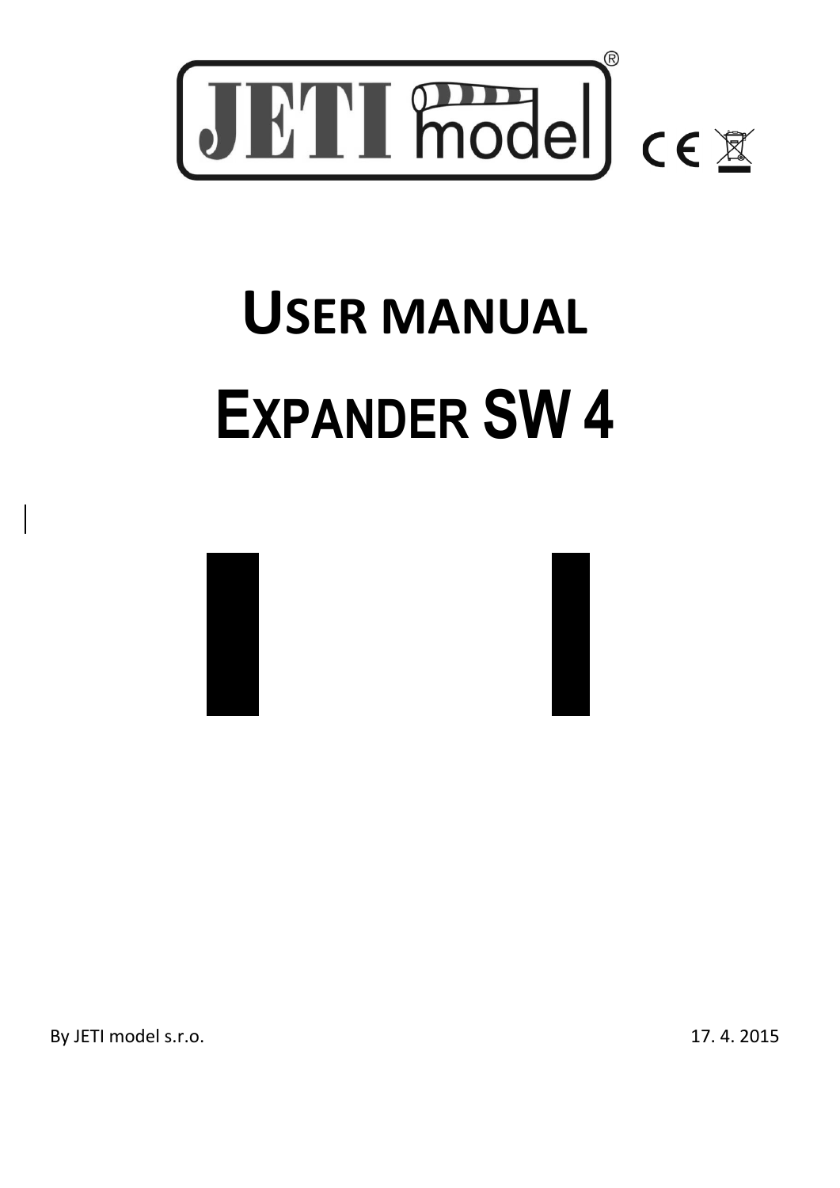# USER MANUAL

# EXPANDER SW 4

By JETI model s.r.o. 17. 4. 2015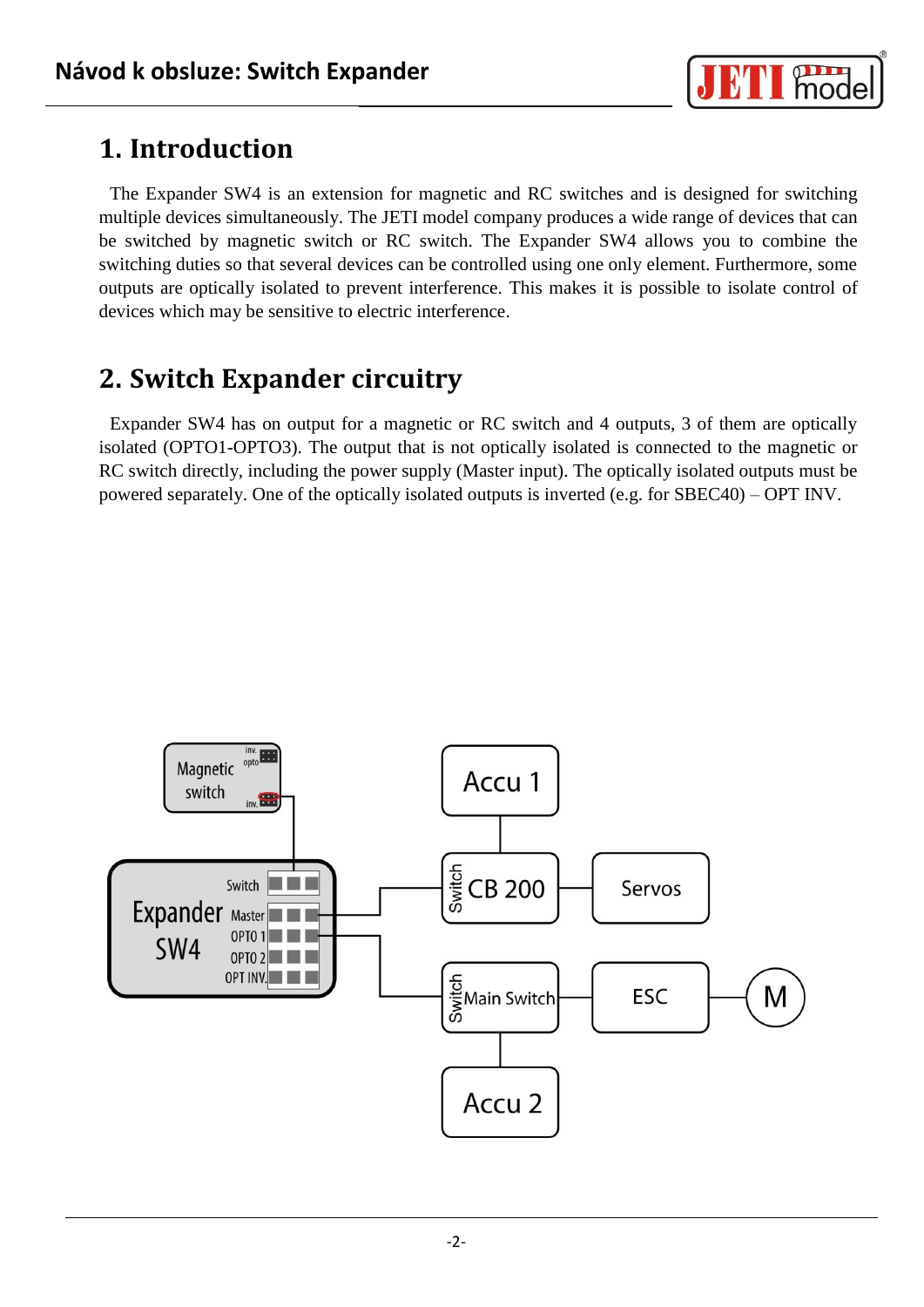# 1. Introduction

The Expander SW4 is an extension for magnetic and RC switches and is designed for switching multiple devices simultaneously. The JETI model company produces a wide range of devices that can be switched by magnetic switch or RC switch. The Expander SW4 allows you to combine the switching duties so that several devices can be controlled using one only element. Furthermore, some outputs are optically isolated to prevent interference. This makes it is possible to isolate control of devices which may be sensitive to electric interference.

# 2. Switch Expander circuitry

Expander SW4 has on output for a magnetic or RC switch and 4 outputs, 3 of them are optically isolated (OPTO1-OPTO3). The output that is not optically isolated is connected to the magnetic or RC switch directly, including the power supply (Master input). The optically isolated outputs must be powered separately. One of the optically isolated outputs is inverted (e.g. for SBEC40) – OPT INV.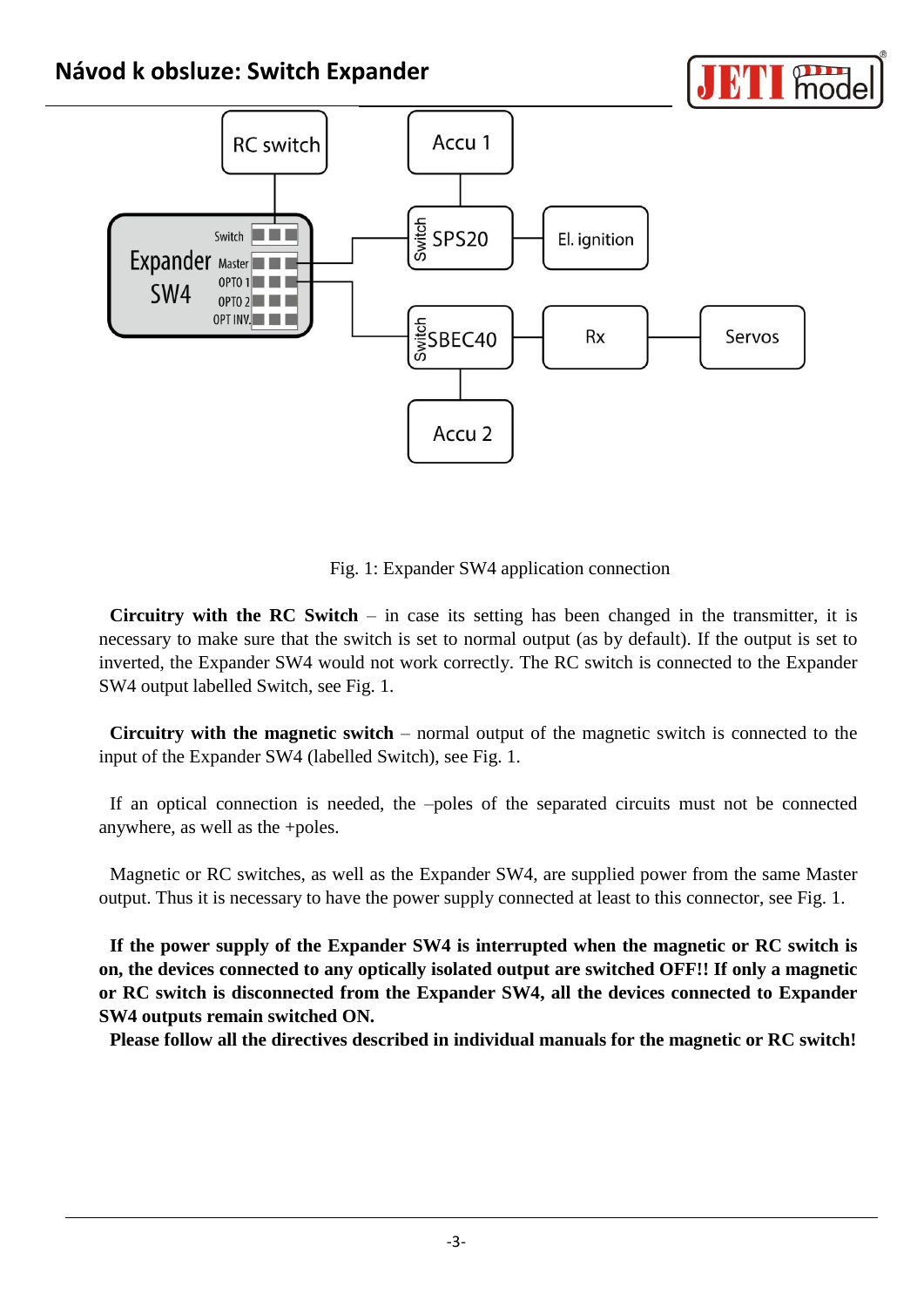Fig. 1: Expander SW4 application connection

**Circuitry with the RC Switch** – in case its setting has been changed in the transmitter, it is necessary to make sure that the switch is set to normal output (as by default). If the output is set to inverted, the Expander SW4 would not work correctly. The RC switch is connected to the Expander SW4 output labelled Switch, see Fig. 1.

**Circuitry with the magnetic switch** – normal output of the magnetic switch is connected to the input of the Expander SW4 (labelled Switch), see Fig. 1.

If an optical connection is needed, the –poles of the separated circuits must not be connected anywhere, as well as the +poles.

Magnetic or RC switches, as well as the Expander SW4, are supplied power from the same Master output. Thus it is necessary to have the power supply connected at least to this connector, see Fig. 1.

**If the power supply of the Expander SW4 is interrupted when the magnetic or RC switch is on, the devices connected to any optically isolated output are switched OFF!! If only a magnetic or RC switch is disconnected from the Expander SW4, all the devices connected to Expander SW4 outputs remain switched ON.**

**Please follow all the directives described in individual manuals for the magnetic or RC switch!**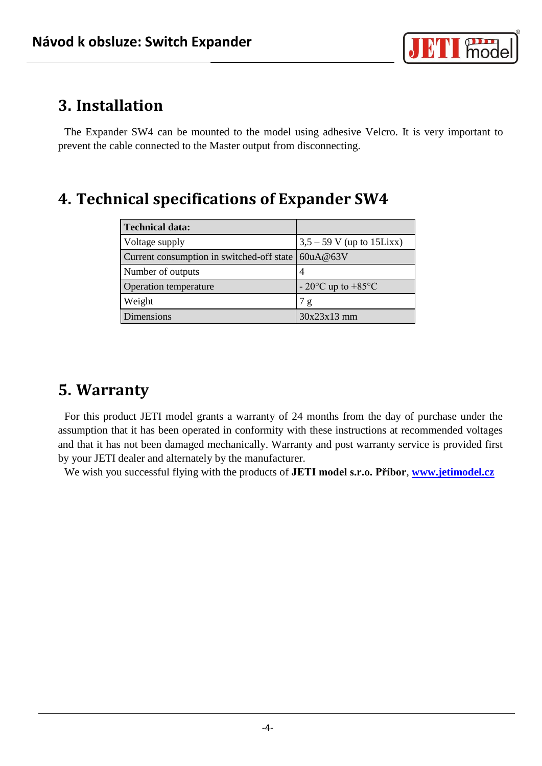# 3. Installation

The Expander SW4 can be mounted to the model using adhesive Velcro. It is very important to prevent the cable connected to the Master output from disconnecting.

# 4. Technical specifications of Expander SW4

| **Technical data:** | |
|---|---|
| Voltage supply | 3,5 – 59 V (up to 15Lixx) |
| Current consumption in switched-off state | 60uA@63V |
| Number of outputs | 4 |
| Operation temperature | - 20°C up to +85°C |
| Weight | 7 g |
| Dimensions | 30x23x13 mm |

# 5. Warranty

For this product JETI model grants a warranty of 24 months from the day of purchase under the assumption that it has been operated in conformity with these instructions at recommended voltages and that it has not been damaged mechanically. Warranty and post warranty service is provided first by your JETI dealer and alternately by the manufacturer.

We wish you successful flying with the products of **JETI model s.r.o. Příbor**, **www.jetimodel.cz**